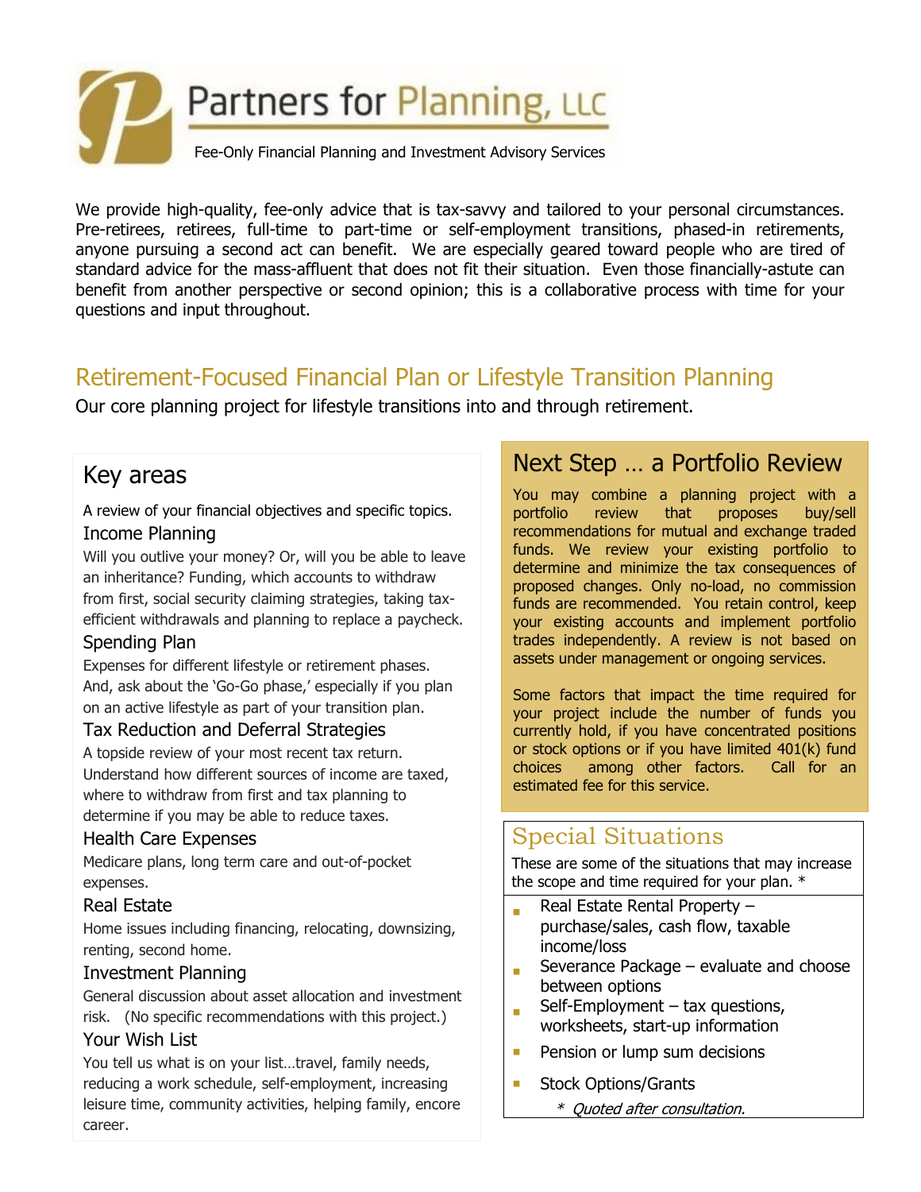# Partners for Planning, LLC

Fee-Only Financial Planning and Investment Advisory Services

We provide high-quality, fee-only advice that is tax-savvy and tailored to your personal circumstances. Pre-retirees, retirees, full-time to part-time or self-employment transitions, phased-in retirements, anyone pursuing a second act can benefit. We are especially geared toward people who are tired of standard advice for the mass-affluent that does not fit their situation. Even those financially-astute can benefit from another perspective or second opinion; this is a collaborative process with time for your questions and input throughout.

## Retirement-Focused Financial Plan or Lifestyle Transition Planning

Our core planning project for lifestyle transitions into and through retirement.

### Key areas

A review of your financial objectives and specific topics.

#### Income Planning

Will you outlive your money? Or, will you be able to leave an inheritance? Funding, which accounts to withdraw from first, social security claiming strategies, taking tax-efficient withdrawals and planning to replace a paycheck.

#### Spending Plan

Expenses for different lifestyle or retirement phases. And, ask about the 'Go-Go phase,' especially if you plan on an active lifestyle as part of your transition plan.

#### Tax Reduction and Deferral Strategies

A topside review of your most recent tax return. Understand how different sources of income are taxed, where to withdraw from first and tax planning to determine if you may be able to reduce taxes.

#### Health Care Expenses

Medicare plans, long term care and out-of-pocket expenses.

#### Real Estate

Home issues including financing, relocating, downsizing, renting, second home.

#### Investment Planning

General discussion about asset allocation and investment risk. (No specific recommendations with this project.)

#### Your Wish List

You tell us what is on your list…travel, family needs, reducing a work schedule, self-employment, increasing leisure time, community activities, helping family, encore career.

### Next Step … a Portfolio Review

You may combine a planning project with a portfolio review that proposes buy/sell recommendations for mutual and exchange traded funds. We review your existing portfolio to determine and minimize the tax consequences of proposed changes. Only no-load, no commission funds are recommended. You retain control, keep your existing accounts and implement portfolio trades independently. A review is not based on assets under management or ongoing services.

Some factors that impact the time required for your project include the number of funds you currently hold, if you have concentrated positions or stock options or if you have limited 401(k) fund choices among other factors. Call for an estimated fee for this service.

### Special Situations

These are some of the situations that may increase the scope and time required for your plan. *

- Real Estate Rental Property – purchase/sales, cash flow, taxable income/loss
- Severance Package – evaluate and choose between options
- Self-Employment – tax questions, worksheets, start-up information
- Pension or lump sum decisions
- Stock Options/Grants

*\* Quoted after consultation.*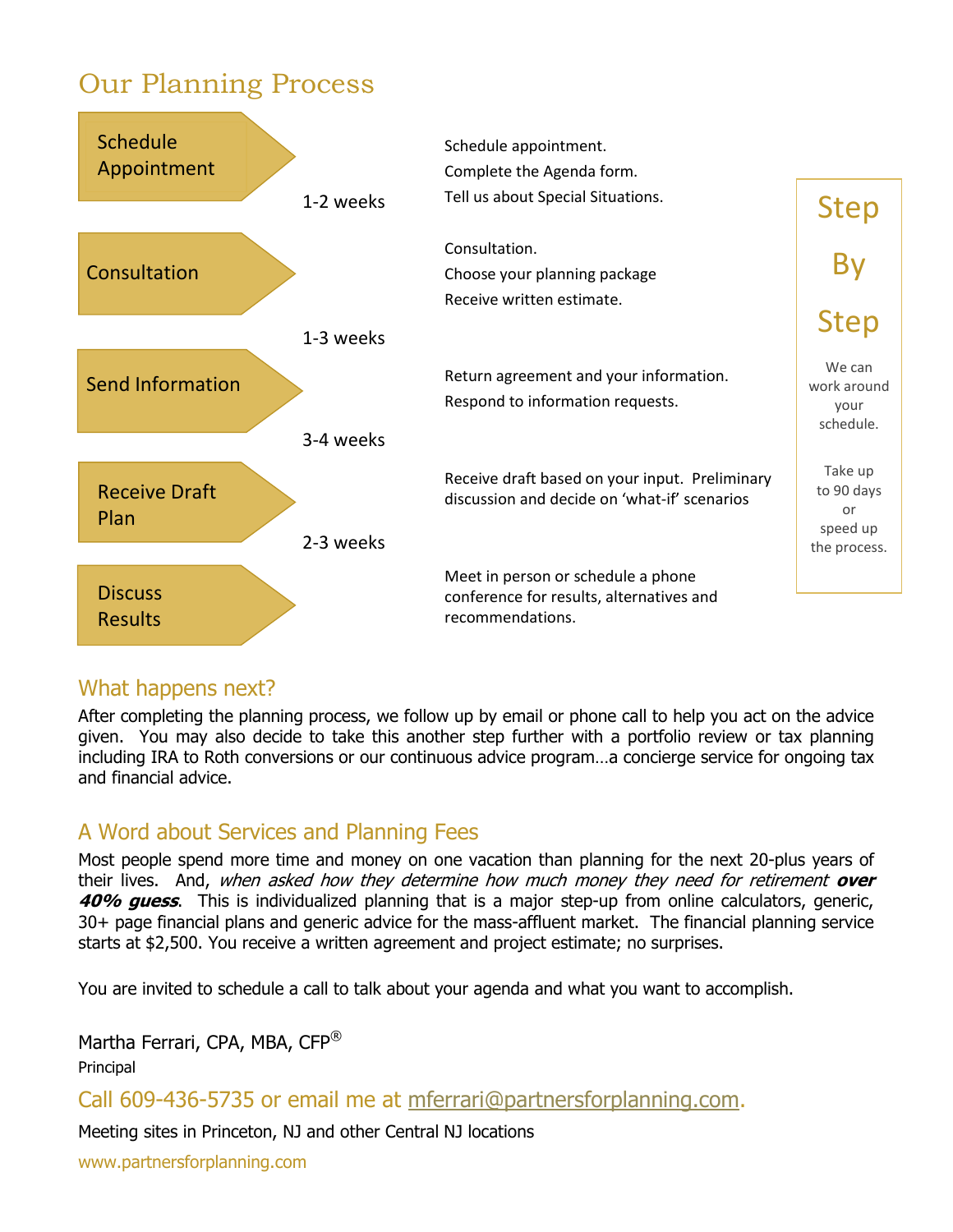## Our Planning Process

**Schedule Appointment**

Schedule appointment.
Complete the Agenda form.
Tell us about Special Situations.

1-2 weeks

**Consultation**

Consultation.
Choose your planning package
Receive written estimate.

1-3 weeks

**Send Information**

Return agreement and your information.
Respond to information requests.

3-4 weeks

**Receive Draft Plan**

Receive draft based on your input. Preliminary discussion and decide on 'what-if' scenarios

2-3 weeks

**Discuss Results**

Meet in person or schedule a phone conference for results, alternatives and recommendations.

**Step By Step**

We can work around your schedule.

Take up to 90 days or speed up the process.

### What happens next?

After completing the planning process, we follow up by email or phone call to help you act on the advice given. You may also decide to take this another step further with a portfolio review or tax planning including IRA to Roth conversions or our continuous advice program…a concierge service for ongoing tax and financial advice.

### A Word about Services and Planning Fees

Most people spend more time and money on one vacation than planning for the next 20-plus years of their lives. And, *when asked how they determine how much money they need for retirement* ***over 40% guess***. This is individualized planning that is a major step-up from online calculators, generic, 30+ page financial plans and generic advice for the mass-affluent market. The financial planning service starts at $2,500. You receive a written agreement and project estimate; no surprises.

You are invited to schedule a call to talk about your agenda and what you want to accomplish.

Martha Ferrari, CPA, MBA, CFP®
Principal

Call 609-436-5735 or email me at mferrari@partnersforplanning.com.

Meeting sites in Princeton, NJ and other Central NJ locations

www.partnersforplanning.com